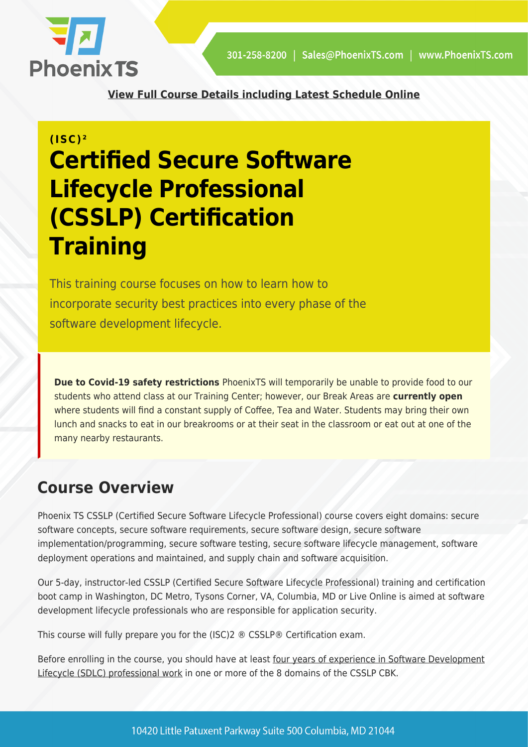**View Full Course Details including Latest Schedule Online**

**(ISC)²**

# Certified Secure Software Lifecycle Professional (CSSLP) Certification Training

This training course focuses on how to learn how to incorporate security best practices into every phase of the software development lifecycle.

**Due to Covid-19 safety restrictions** PhoenixTS will temporarily be unable to provide food to our students who attend class at our Training Center; however, our Break Areas are **currently open** where students will find a constant supply of Coffee, Tea and Water. Students may bring their own lunch and snacks to eat in our breakrooms or at their seat in the classroom or eat out at one of the many nearby restaurants.

## Course Overview

Phoenix TS CSSLP (Certified Secure Software Lifecycle Professional) course covers eight domains: secure software concepts, secure software requirements, secure software design, secure software implementation/programming, secure software testing, secure software lifecycle management, software deployment operations and maintained, and supply chain and software acquisition.

Our 5-day, instructor-led CSSLP (Certified Secure Software Lifecycle Professional) training and certification boot camp in Washington, DC Metro, Tysons Corner, VA, Columbia, MD or Live Online is aimed at software development lifecycle professionals who are responsible for application security.

This course will fully prepare you for the (ISC)2 ® CSSLP® Certification exam.

Before enrolling in the course, you should have at least four years of experience in Software Development Lifecycle (SDLC) professional work in one or more of the 8 domains of the CSSLP CBK.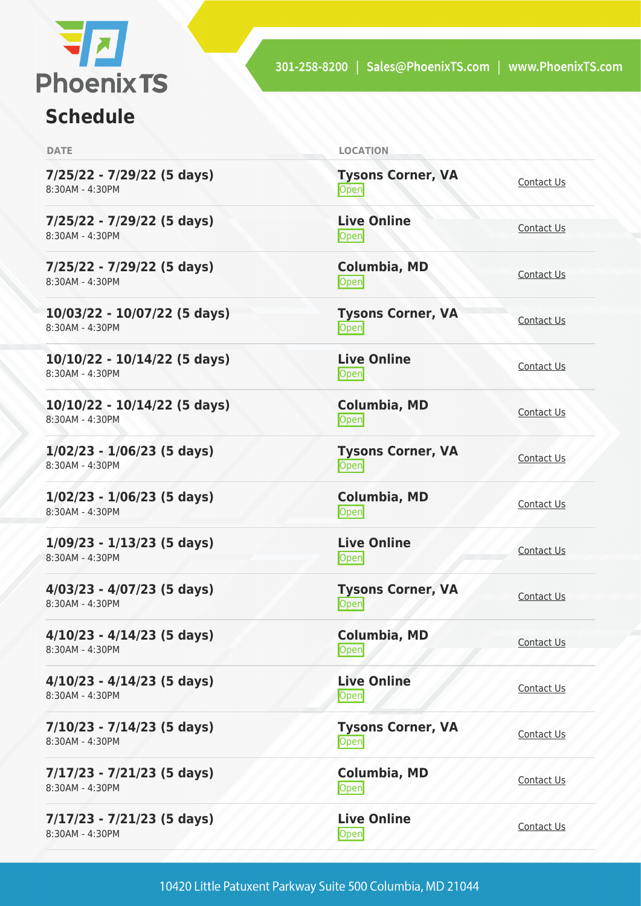## Schedule

| DATE | LOCATION | |
|---|---|---|
| **7/25/22 - 7/29/22 (5 days)**<br>8:30AM - 4:30PM | **Tysons Corner, VA**<br>Open | Contact Us |
| **7/25/22 - 7/29/22 (5 days)**<br>8:30AM - 4:30PM | **Live Online**<br>Open | Contact Us |
| **7/25/22 - 7/29/22 (5 days)**<br>8:30AM - 4:30PM | **Columbia, MD**<br>Open | Contact Us |
| **10/03/22 - 10/07/22 (5 days)**<br>8:30AM - 4:30PM | **Tysons Corner, VA**<br>Open | Contact Us |
| **10/10/22 - 10/14/22 (5 days)**<br>8:30AM - 4:30PM | **Live Online**<br>Open | Contact Us |
| **10/10/22 - 10/14/22 (5 days)**<br>8:30AM - 4:30PM | **Columbia, MD**<br>Open | Contact Us |
| **1/02/23 - 1/06/23 (5 days)**<br>8:30AM - 4:30PM | **Tysons Corner, VA**<br>Open | Contact Us |
| **1/02/23 - 1/06/23 (5 days)**<br>8:30AM - 4:30PM | **Columbia, MD**<br>Open | Contact Us |
| **1/09/23 - 1/13/23 (5 days)**<br>8:30AM - 4:30PM | **Live Online**<br>Open | Contact Us |
| **4/03/23 - 4/07/23 (5 days)**<br>8:30AM - 4:30PM | **Tysons Corner, VA**<br>Open | Contact Us |
| **4/10/23 - 4/14/23 (5 days)**<br>8:30AM - 4:30PM | **Columbia, MD**<br>Open | Contact Us |
| **4/10/23 - 4/14/23 (5 days)**<br>8:30AM - 4:30PM | **Live Online**<br>Open | Contact Us |
| **7/10/23 - 7/14/23 (5 days)**<br>8:30AM - 4:30PM | **Tysons Corner, VA**<br>Open | Contact Us |
| **7/17/23 - 7/21/23 (5 days)**<br>8:30AM - 4:30PM | **Columbia, MD**<br>Open | Contact Us |
| **7/17/23 - 7/21/23 (5 days)**<br>8:30AM - 4:30PM | **Live Online**<br>Open | Contact Us |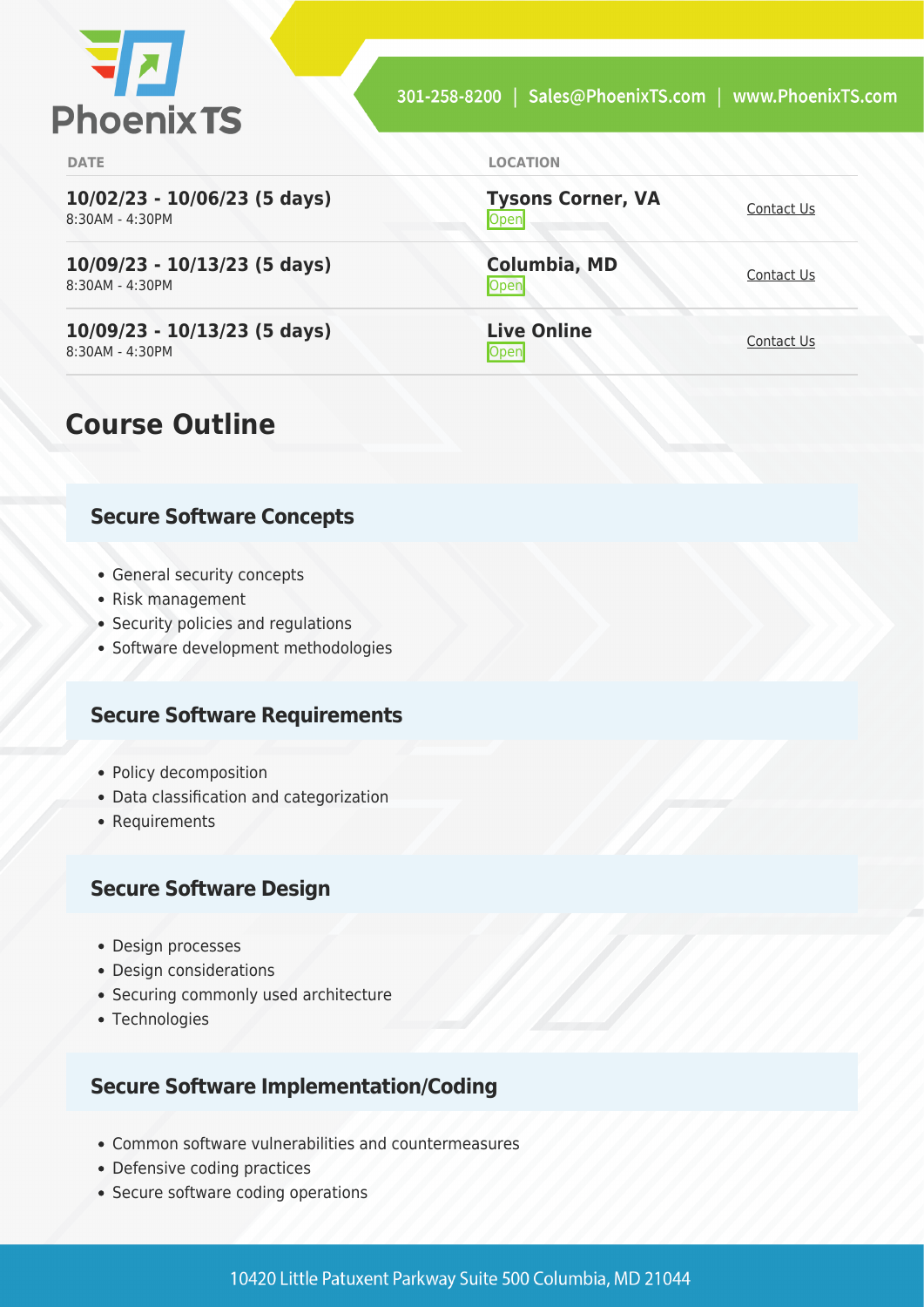| DATE | LOCATION | |
| --- | --- | --- |
| **10/02/23 - 10/06/23 (5 days)** 8:30AM - 4:30PM | **Tysons Corner, VA** Open | Contact Us |
| **10/09/23 - 10/13/23 (5 days)** 8:30AM - 4:30PM | **Columbia, MD** Open | Contact Us |
| **10/09/23 - 10/13/23 (5 days)** 8:30AM - 4:30PM | **Live Online** Open | Contact Us |

## Course Outline

### Secure Software Concepts

- General security concepts
- Risk management
- Security policies and regulations
- Software development methodologies

### Secure Software Requirements

- Policy decomposition
- Data classification and categorization
- Requirements

### Secure Software Design

- Design processes
- Design considerations
- Securing commonly used architecture
- Technologies

### Secure Software Implementation/Coding

- Common software vulnerabilities and countermeasures
- Defensive coding practices
- Secure software coding operations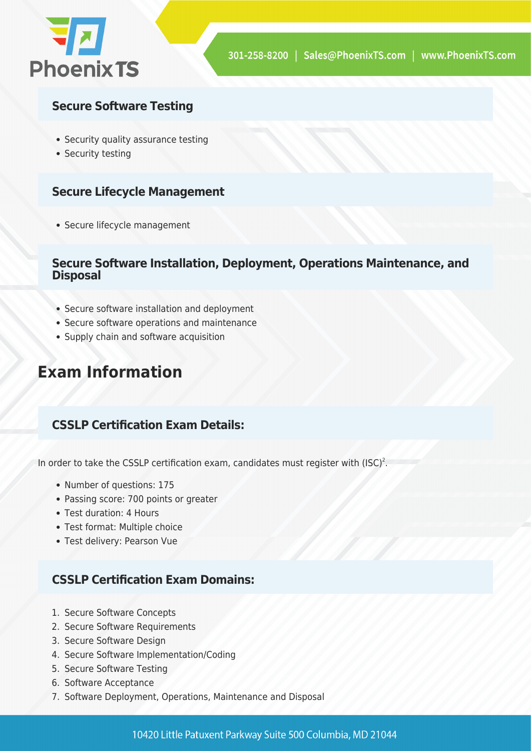### Secure Software Testing

- Security quality assurance testing
- Security testing

### Secure Lifecycle Management

- Secure lifecycle management

### Secure Software Installation, Deployment, Operations Maintenance, and Disposal

- Secure software installation and deployment
- Secure software operations and maintenance
- Supply chain and software acquisition

## Exam Information

### CSSLP Certification Exam Details:

In order to take the CSSLP certification exam, candidates must register with $(ISC)^2$.

- Number of questions: 175
- Passing score: 700 points or greater
- Test duration: 4 Hours
- Test format: Multiple choice
- Test delivery: Pearson Vue

### CSSLP Certification Exam Domains:

1. Secure Software Concepts
2. Secure Software Requirements
3. Secure Software Design
4. Secure Software Implementation/Coding
5. Secure Software Testing
6. Software Acceptance
7. Software Deployment, Operations, Maintenance and Disposal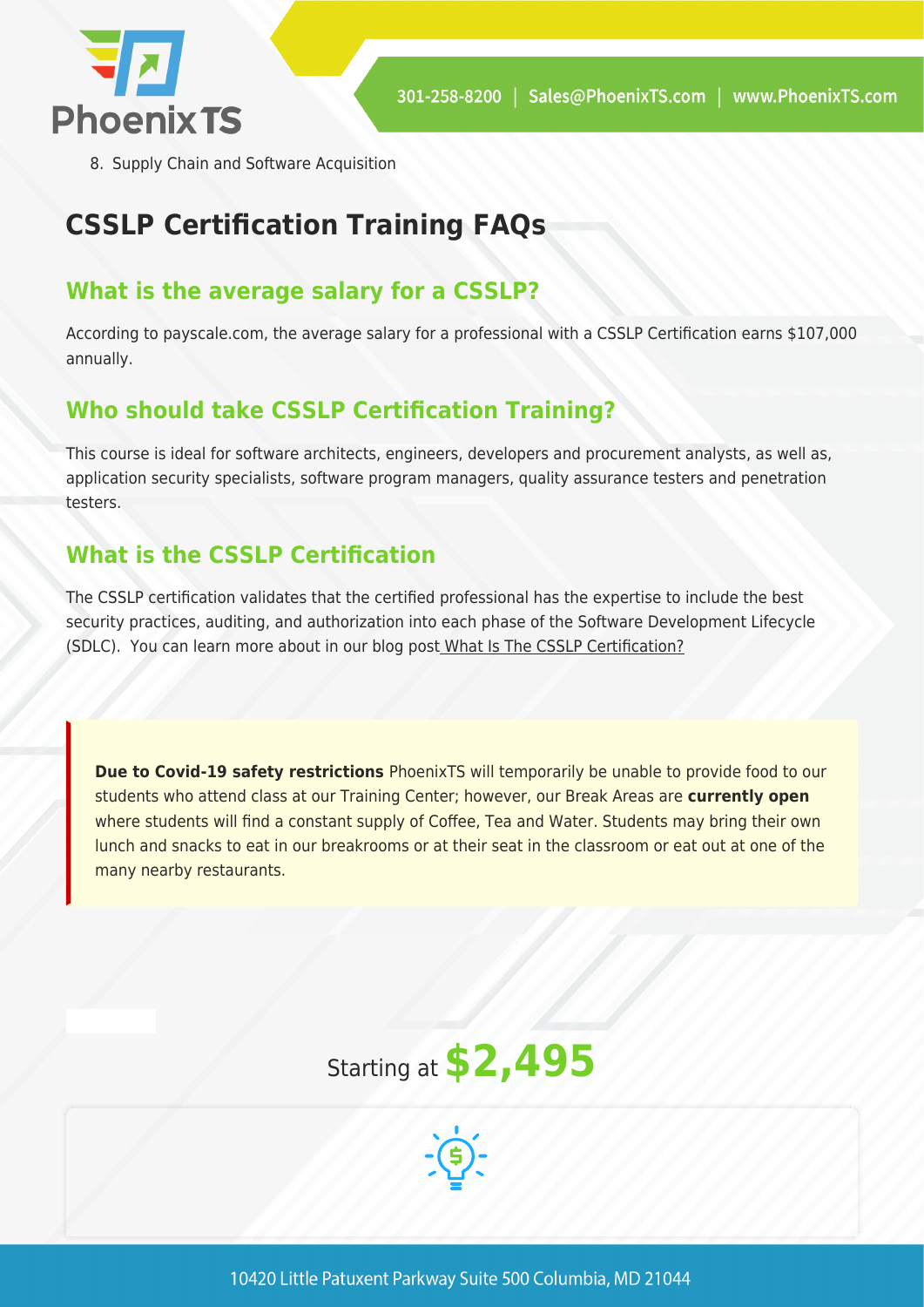8. Supply Chain and Software Acquisition

## CSSLP Certification Training FAQs

### What is the average salary for a CSSLP?

According to payscale.com, the average salary for a professional with a CSSLP Certification earns $107,000 annually.

### Who should take CSSLP Certification Training?

This course is ideal for software architects, engineers, developers and procurement analysts, as well as, application security specialists, software program managers, quality assurance testers and penetration testers.

### What is the CSSLP Certification

The CSSLP certification validates that the certified professional has the expertise to include the best security practices, auditing, and authorization into each phase of the Software Development Lifecycle (SDLC). You can learn more about in our blog post What Is The CSSLP Certification?

**Due to Covid-19 safety restrictions** PhoenixTS will temporarily be unable to provide food to our students who attend class at our Training Center; however, our Break Areas are **currently open** where students will find a constant supply of Coffee, Tea and Water. Students may bring their own lunch and snacks to eat in our breakrooms or at their seat in the classroom or eat out at one of the many nearby restaurants.

Starting at **$2,495**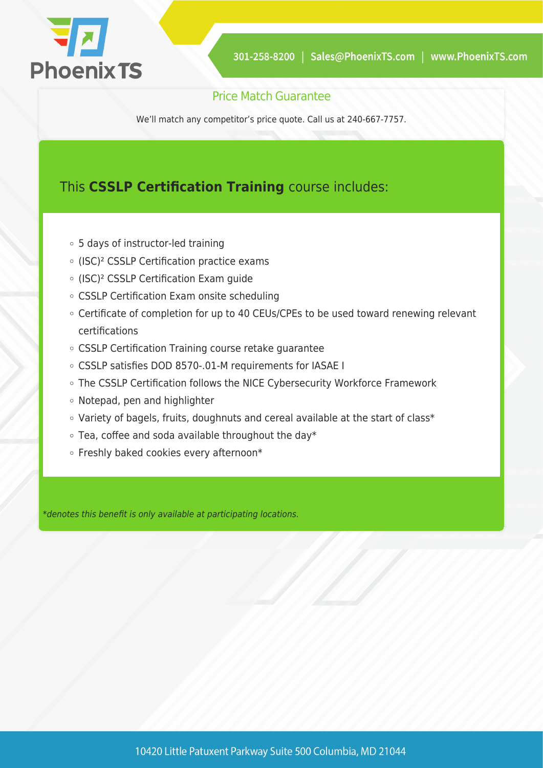## Price Match Guarantee

We'll match any competitor's price quote. Call us at 240-667-7757.

## This **CSSLP Certification Training** course includes:

- 5 days of instructor-led training
- (ISC)² CSSLP Certification practice exams
- (ISC)² CSSLP Certification Exam guide
- CSSLP Certification Exam onsite scheduling
- Certificate of completion for up to 40 CEUs/CPEs to be used toward renewing relevant certifications
- CSSLP Certification Training course retake guarantee
- CSSLP satisfies DOD 8570-.01-M requirements for IASAE I
- The CSSLP Certification follows the NICE Cybersecurity Workforce Framework
- Notepad, pen and highlighter
- Variety of bagels, fruits, doughnuts and cereal available at the start of class*
- Tea, coffee and soda available throughout the day*
- Freshly baked cookies every afternoon*

*\*denotes this benefit is only available at participating locations.*